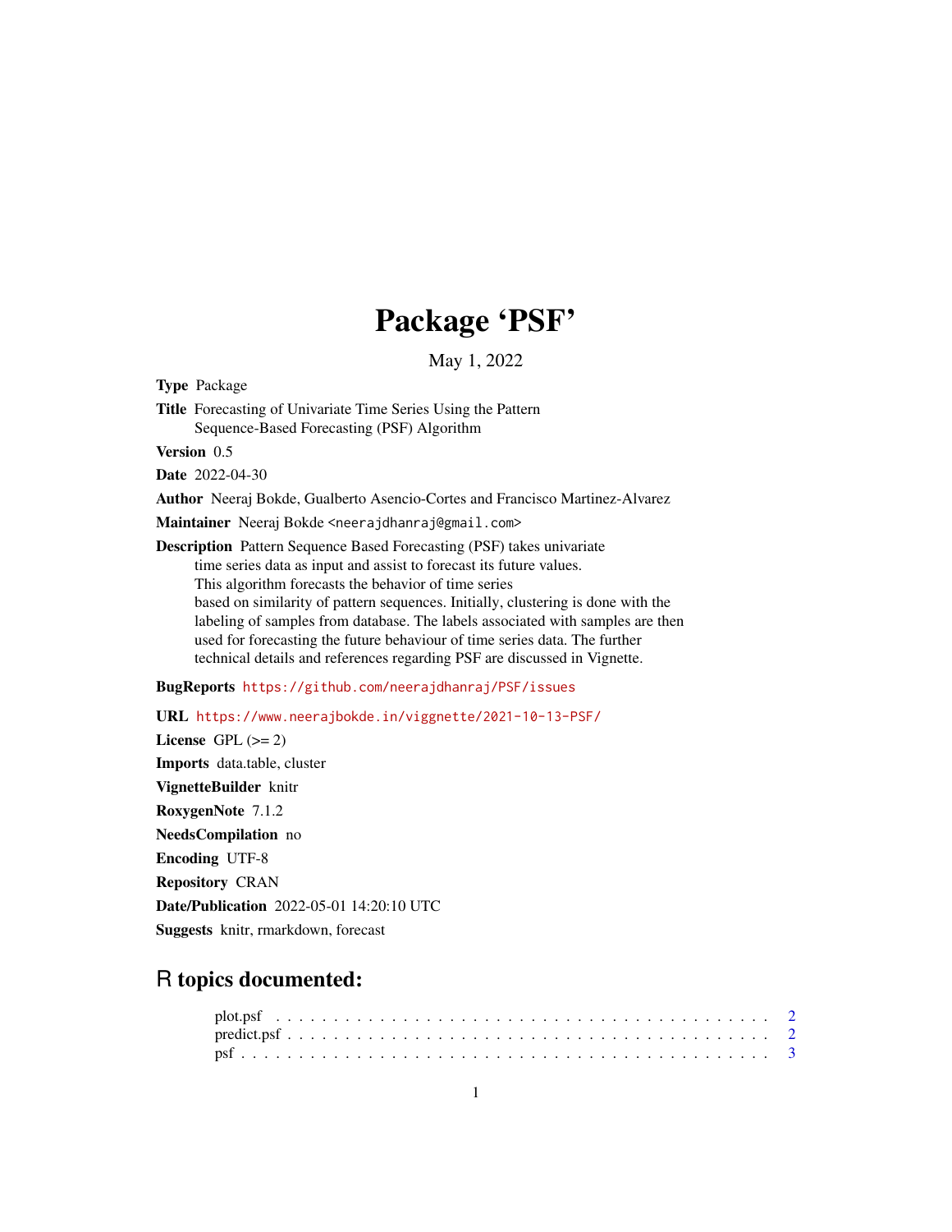# Package 'PSF'

May 1, 2022

**Type** Package

**Title** Forecasting of Univariate Time Series Using the Pattern Sequence-Based Forecasting (PSF) Algorithm

**Version** 0.5

**Date** 2022-04-30

**Author** Neeraj Bokde, Gualberto Asencio-Cortes and Francisco Martinez-Alvarez

**Maintainer** Neeraj Bokde <neerajdhanraj@gmail.com>

**Description** Pattern Sequence Based Forecasting (PSF) takes univariate time series data as input and assist to forecast its future values. This algorithm forecasts the behavior of time series based on similarity of pattern sequences. Initially, clustering is done with the labeling of samples from database. The labels associated with samples are then used for forecasting the future behaviour of time series data. The further technical details and references regarding PSF are discussed in Vignette.

**BugReports** https://github.com/neerajdhanraj/PSF/issues

**URL** https://www.neerajbokde.in/viggnette/2021-10-13-PSF/

**License** GPL (>= 2)

**Imports** data.table, cluster

**VignetteBuilder** knitr

**RoxygenNote** 7.1.2

**NeedsCompilation** no

**Encoding** UTF-8

**Repository** CRAN

**Date/Publication** 2022-05-01 14:20:10 UTC

**Suggests** knitr, rmarkdown, forecast

## R topics documented:

- plot.psf . . . . . . . . . . . . . . . . . . . . . . . . . . . . . . . . . . . . . . . . . 2
- predict.psf . . . . . . . . . . . . . . . . . . . . . . . . . . . . . . . . . . . . . . . . 2
- psf . . . . . . . . . . . . . . . . . . . . . . . . . . . . . . . . . . . . . . . . . . . . 3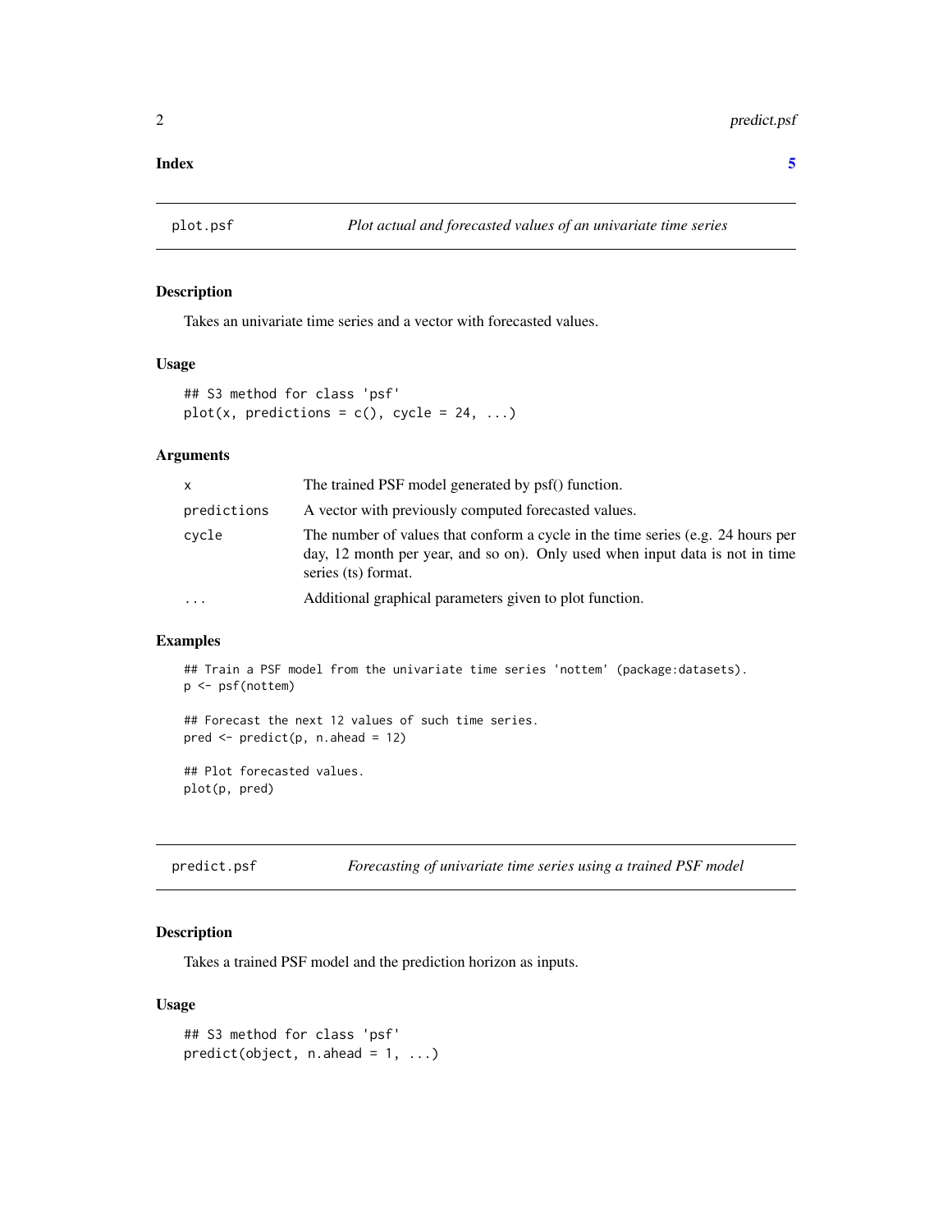**Index** **5**

## plot.psf — *Plot actual and forecasted values of an univariate time series*

### Description

Takes an univariate time series and a vector with forecasted values.

### Usage

```
## S3 method for class 'psf'
plot(x, predictions = c(), cycle = 24, ...)
```

### Arguments

| | |
|---|---|
| x | The trained PSF model generated by psf() function. |
| predictions | A vector with previously computed forecasted values. |
| cycle | The number of values that conform a cycle in the time series (e.g. 24 hours per day, 12 month per year, and so on). Only used when input data is not in time series (ts) format. |
| ... | Additional graphical parameters given to plot function. |

### Examples

```
## Train a PSF model from the univariate time series 'nottem' (package:datasets).
p <- psf(nottem)

## Forecast the next 12 values of such time series.
pred <- predict(p, n.ahead = 12)

## Plot forecasted values.
plot(p, pred)
```

## predict.psf — *Forecasting of univariate time series using a trained PSF model*

### Description

Takes a trained PSF model and the prediction horizon as inputs.

### Usage

```
## S3 method for class 'psf'
predict(object, n.ahead = 1, ...)
```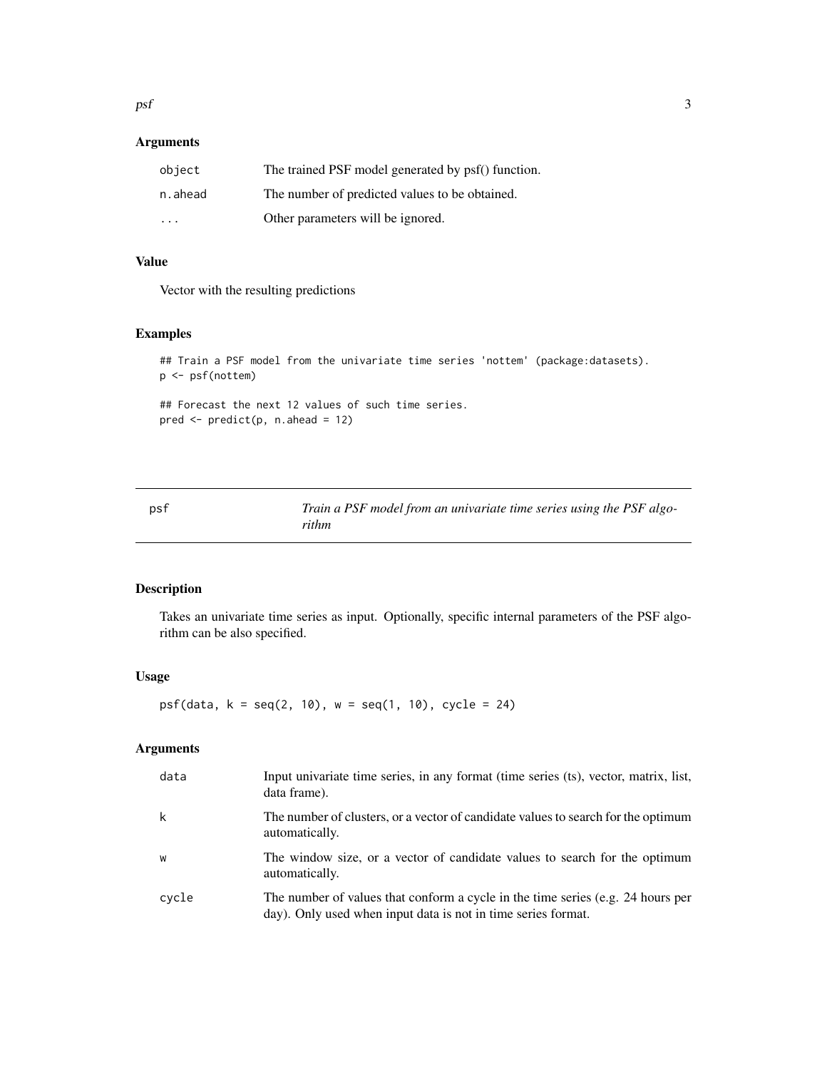### Arguments

| | |
|---|---|
| `object` | The trained PSF model generated by psf() function. |
| `n.ahead` | The number of predicted values to be obtained. |
| `...` | Other parameters will be ignored. |

### Value

Vector with the resulting predictions

### Examples

```
## Train a PSF model from the univariate time series 'nottem' (package:datasets).
p <- psf(nottem)

## Forecast the next 12 values of such time series.
pred <- predict(p, n.ahead = 12)
```

---

## psf — *Train a PSF model from an univariate time series using the PSF algorithm*

---

### Description

Takes an univariate time series as input. Optionally, specific internal parameters of the PSF algorithm can be also specified.

### Usage

```
psf(data, k = seq(2, 10), w = seq(1, 10), cycle = 24)
```

### Arguments

| | |
|---|---|
| `data` | Input univariate time series, in any format (time series (ts), vector, matrix, list, data frame). |
| `k` | The number of clusters, or a vector of candidate values to search for the optimum automatically. |
| `w` | The window size, or a vector of candidate values to search for the optimum automatically. |
| `cycle` | The number of values that conform a cycle in the time series (e.g. 24 hours per day). Only used when input data is not in time series format. |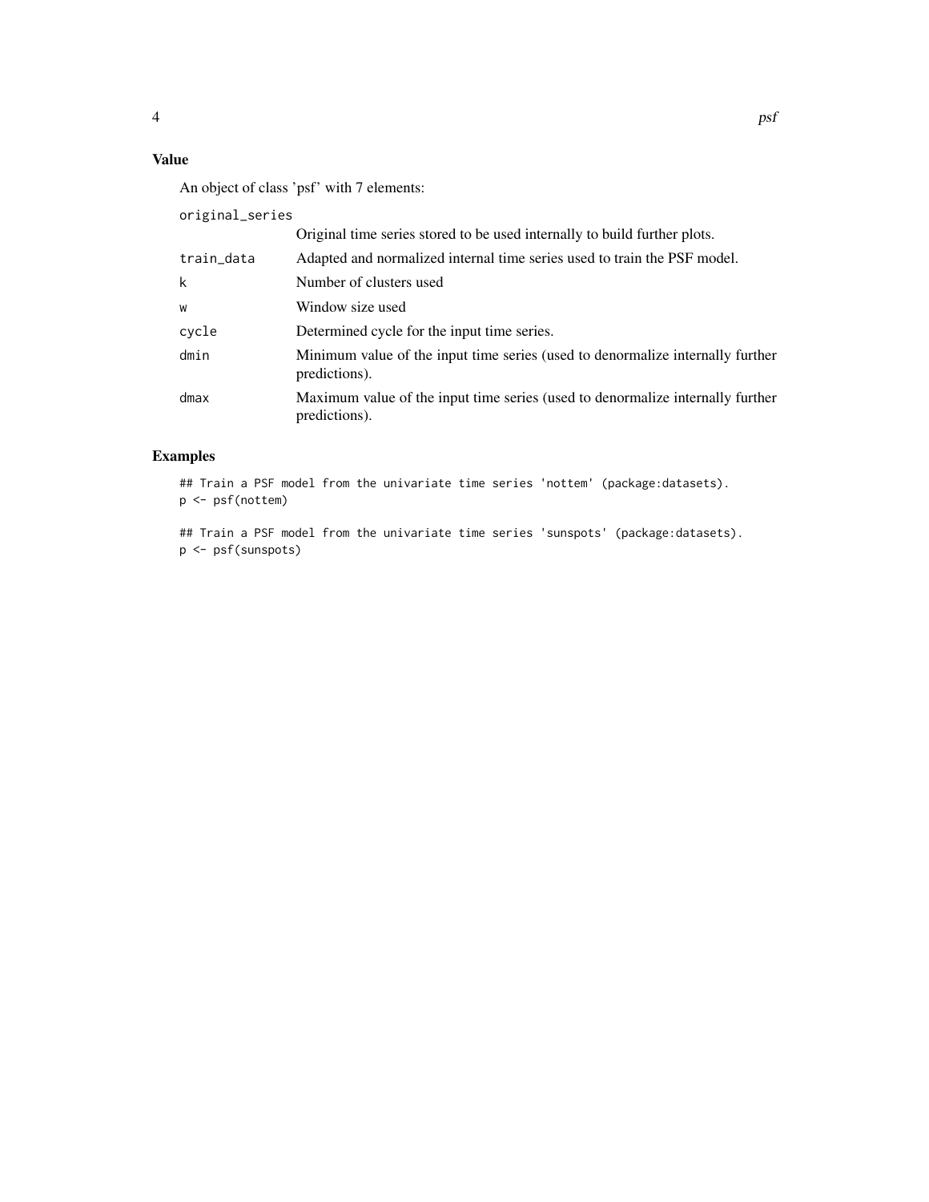## Value

An object of class 'psf' with 7 elements:

| | |
|---|---|
| original_series | Original time series stored to be used internally to build further plots. |
| train_data | Adapted and normalized internal time series used to train the PSF model. |
| k | Number of clusters used |
| w | Window size used |
| cycle | Determined cycle for the input time series. |
| dmin | Minimum value of the input time series (used to denormalize internally further predictions). |
| dmax | Maximum value of the input time series (used to denormalize internally further predictions). |

## Examples

```
## Train a PSF model from the univariate time series 'nottem' (package:datasets).
p <- psf(nottem)

## Train a PSF model from the univariate time series 'sunspots' (package:datasets).
p <- psf(sunspots)
```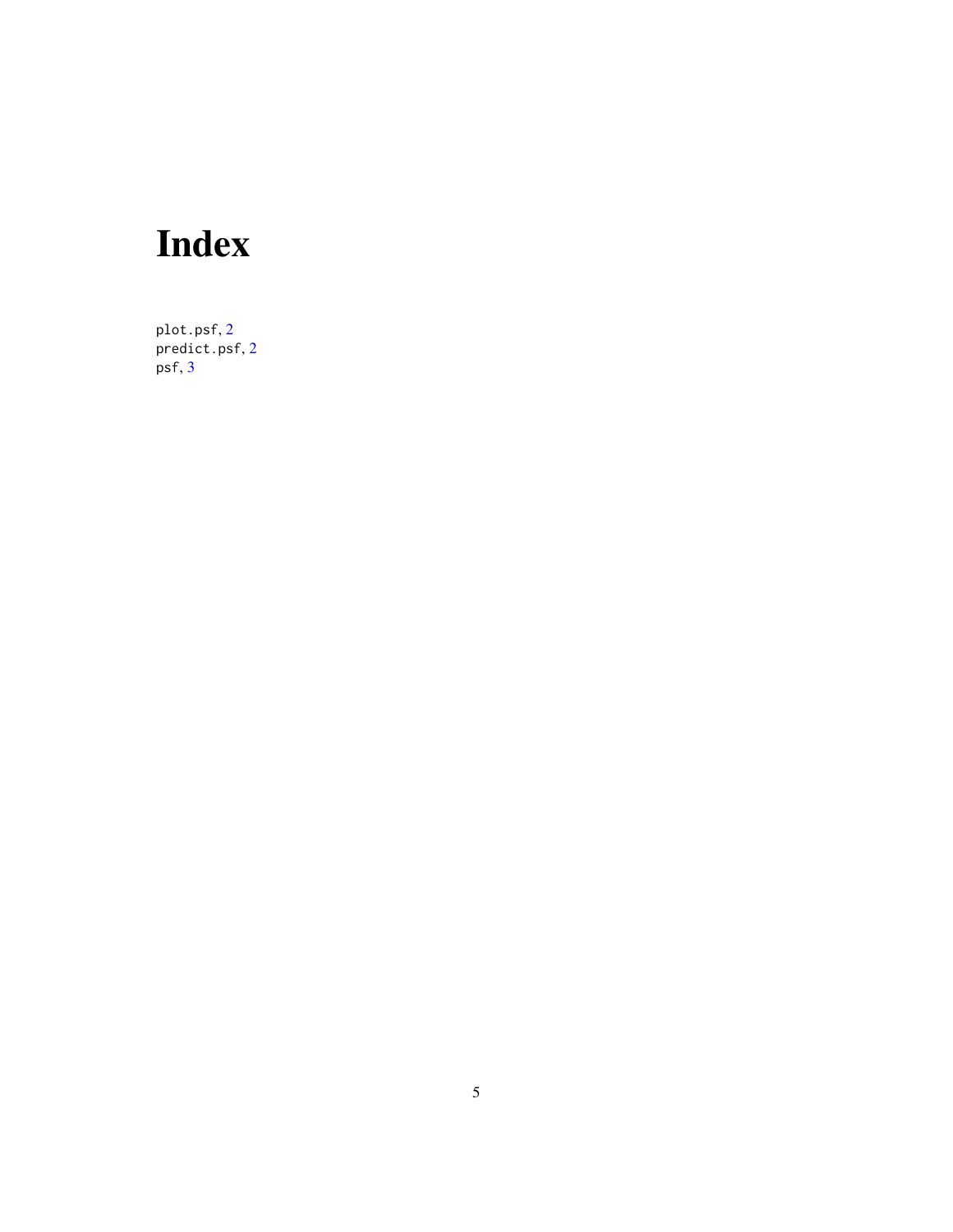# Index

plot.psf, 2
predict.psf, 2
psf, 3